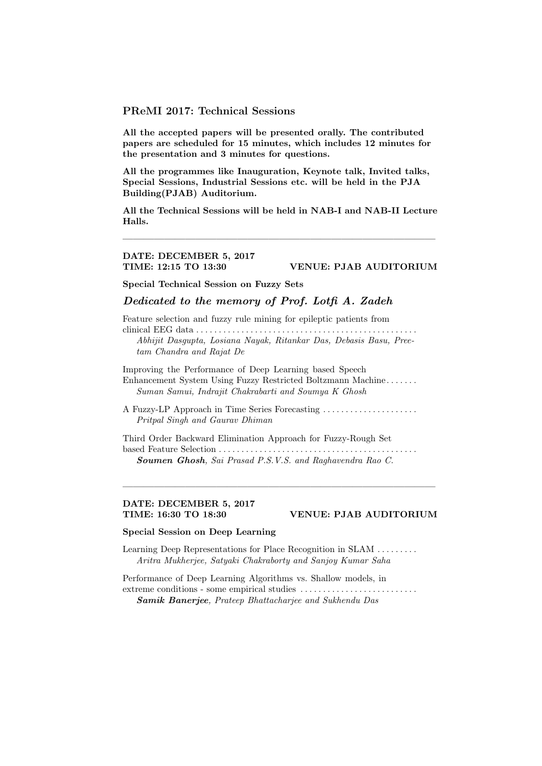## PReMI 2017: Technical Sessions

**All the accepted papers will be presented orally. The contributed papers are scheduled for 15 minutes, which includes 12 minutes for the presentation and 3 minutes for questions.**

**All the programmes like Inauguration, Keynote talk, Invited talks, Special Sessions, Industrial Sessions etc. will be held in the PJA Building(PJAB) Auditorium.**

**All the Technical Sessions will be held in NAB-I and NAB-II Lecture Halls.**

---

**DATE: DECEMBER 5, 2017**
**TIME: 12:15 TO 13:30 VENUE: PJAB AUDITORIUM**

**Special Technical Session on Fuzzy Sets**

### *Dedicated to the memory of Prof. Lotfi A. Zadeh*

Feature selection and fuzzy rule mining for epileptic patients from clinical EEG data . . . . . . . . . . . . . . . . . . . . . . . . . . . . . . . . . . . . . . . . . . . . . . . .
*Abhijit Dasgupta, Losiana Nayak, Ritankar Das, Debasis Basu, Preetam Chandra and Rajat De*

Improving the Performance of Deep Learning based Speech Enhancement System Using Fuzzy Restricted Boltzmann Machine . . . . . . .
*Suman Samui, Indrajit Chakrabarti and Soumya K Ghosh*

A Fuzzy-LP Approach in Time Series Forecasting . . . . . . . . . . . . . . . . . . . . .
*Pritpal Singh and Gaurav Dhiman*

Third Order Backward Elimination Approach for Fuzzy-Rough Set based Feature Selection . . . . . . . . . . . . . . . . . . . . . . . . . . . . . . . . . . . . . . . . . . . .
***Soumen Ghosh**, Sai Prasad P.S.V.S. and Raghavendra Rao C.*

---

**DATE: DECEMBER 5, 2017**
**TIME: 16:30 TO 18:30 VENUE: PJAB AUDITORIUM**

**Special Session on Deep Learning**

Learning Deep Representations for Place Recognition in SLAM . . . . . . . . .
*Aritra Mukherjee, Satyaki Chakraborty and Sanjoy Kumar Saha*

Performance of Deep Learning Algorithms vs. Shallow models, in extreme conditions - some empirical studies . . . . . . . . . . . . . . . . . . . . . . . . .
***Samik Banerjee**, Prateep Bhattacharjee and Sukhendu Das*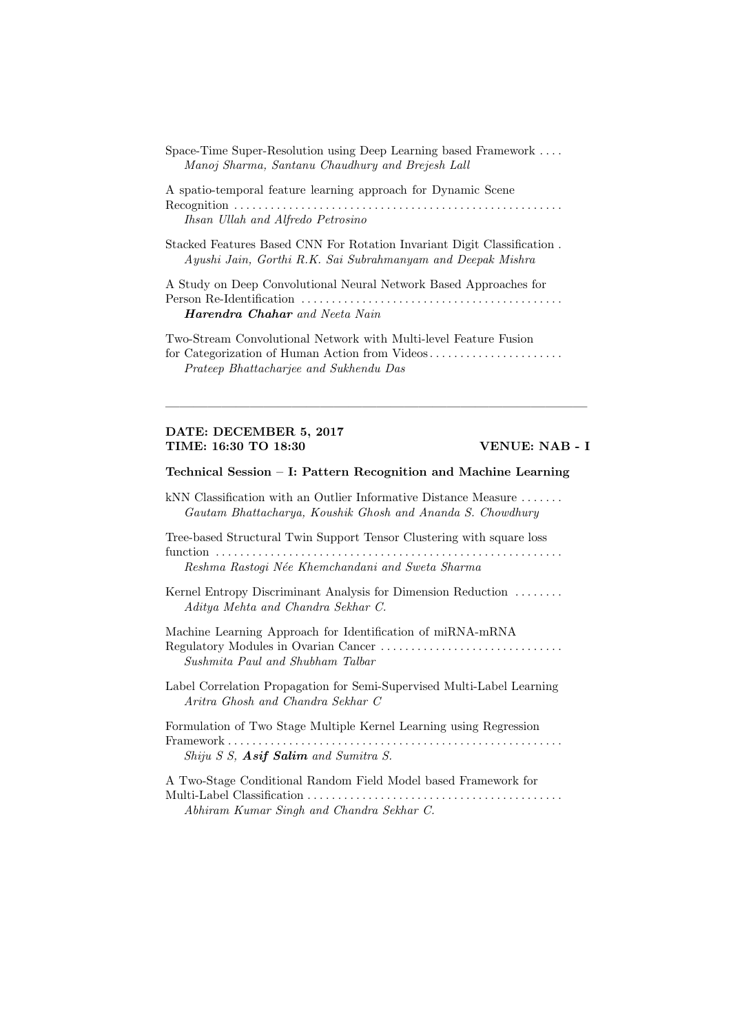Space-Time Super-Resolution using Deep Learning based Framework . . . .
*Manoj Sharma, Santanu Chaudhury and Brejesh Lall*

A spatio-temporal feature learning approach for Dynamic Scene Recognition . . . . . . . . . . . . . . . . . . . . . . . . . . . . . . . . . . . . . . . . . . . . . . . . . . . . .
*Ihsan Ullah and Alfredo Petrosino*

Stacked Features Based CNN For Rotation Invariant Digit Classification .
*Ayushi Jain, Gorthi R.K. Sai Subrahmanyam and Deepak Mishra*

A Study on Deep Convolutional Neural Network Based Approaches for Person Re-Identification . . . . . . . . . . . . . . . . . . . . . . . . . . . . . . . . . . . . . . . . . .
***Harendra Chahar*** *and Neeta Nain*

Two-Stream Convolutional Network with Multi-level Feature Fusion for Categorization of Human Action from Videos . . . . . . . . . . . . . . . . . . . . . .
*Prateep Bhattacharjee and Sukhendu Das*

---

**DATE: DECEMBER 5, 2017**
**TIME: 16:30 TO 18:30** **VENUE: NAB - I**

**Technical Session – I: Pattern Recognition and Machine Learning**

kNN Classification with an Outlier Informative Distance Measure . . . . . . .
*Gautam Bhattacharya, Koushik Ghosh and Ananda S. Chowdhury*

Tree-based Structural Twin Support Tensor Clustering with square loss function . . . . . . . . . . . . . . . . . . . . . . . . . . . . . . . . . . . . . . . . . . . . . . . . . . . . . . . .
*Reshma Rastogi Née Khemchandani and Sweta Sharma*

Kernel Entropy Discriminant Analysis for Dimension Reduction . . . . . . . .
*Aditya Mehta and Chandra Sekhar C.*

Machine Learning Approach for Identification of miRNA-mRNA Regulatory Modules in Ovarian Cancer . . . . . . . . . . . . . . . . . . . . . . . . . . . . . .
*Sushmita Paul and Shubham Talbar*

Label Correlation Propagation for Semi-Supervised Multi-Label Learning
*Aritra Ghosh and Chandra Sekhar C*

Formulation of Two Stage Multiple Kernel Learning using Regression Framework . . . . . . . . . . . . . . . . . . . . . . . . . . . . . . . . . . . . . . . . . . . . . . . . . . . . . . .
*Shiju S S,* ***Asif Salim*** *and Sumitra S.*

A Two-Stage Conditional Random Field Model based Framework for Multi-Label Classification . . . . . . . . . . . . . . . . . . . . . . . . . . . . . . . . . . . . . . . . . .
*Abhiram Kumar Singh and Chandra Sekhar C.*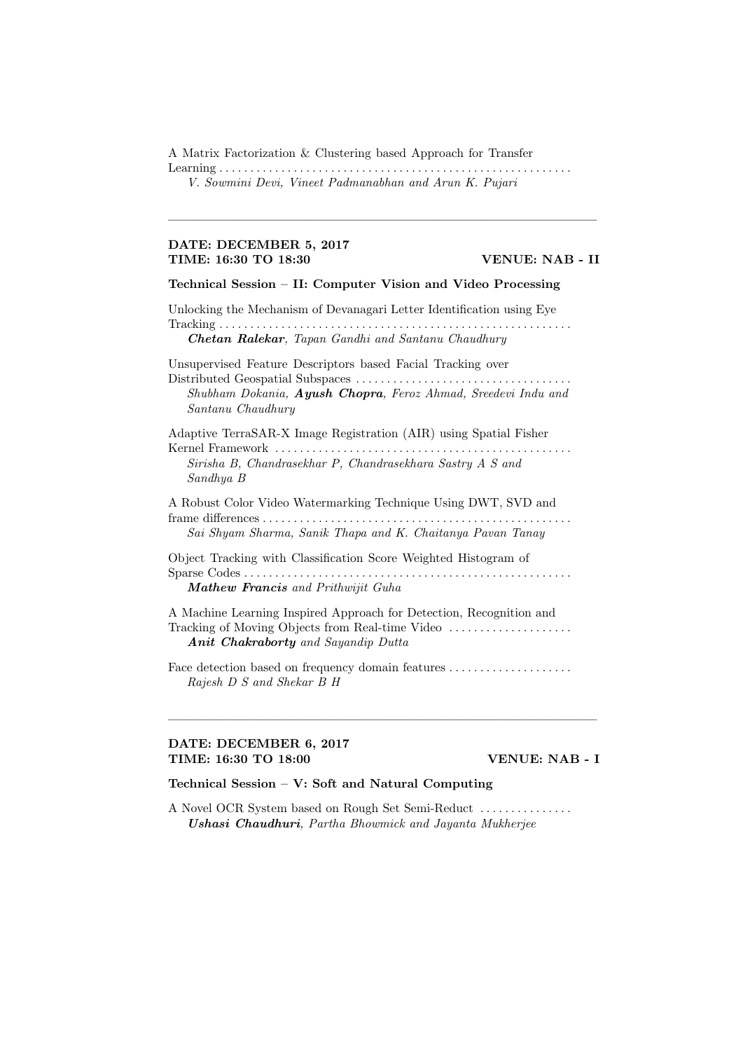A Matrix Factorization & Clustering based Approach for Transfer Learning . . . . . . . . . . . . . . . . . . . . . . . . . . . . . . . . . . . . . . . . . . . . . . . . . . . . . . . .
*V. Sowmini Devi, Vineet Padmanabhan and Arun K. Pujari*

---

**DATE: DECEMBER 5, 2017**
**TIME: 16:30 TO 18:30** **VENUE: NAB - II**

**Technical Session – II: Computer Vision and Video Processing**

Unlocking the Mechanism of Devanagari Letter Identification using Eye Tracking . . . . . . . . . . . . . . . . . . . . . . . . . . . . . . . . . . . . . . . . . . . . . . . . . . . . . . . .
***Chetan Ralekar****, Tapan Gandhi and Santanu Chaudhury*

Unsupervised Feature Descriptors based Facial Tracking over Distributed Geospatial Subspaces . . . . . . . . . . . . . . . . . . . . . . . . . . . . . . . . . . .
*Shubham Dokania,* ***Ayush Chopra****, Feroz Ahmad, Sreedevi Indu and Santanu Chaudhury*

Adaptive TerraSAR-X Image Registration (AIR) using Spatial Fisher Kernel Framework . . . . . . . . . . . . . . . . . . . . . . . . . . . . . . . . . . . . . . . . . . . . . . . . .
*Sirisha B, Chandrasekhar P, Chandrasekhara Sastry A S and Sandhya B*

A Robust Color Video Watermarking Technique Using DWT, SVD and frame differences . . . . . . . . . . . . . . . . . . . . . . . . . . . . . . . . . . . . . . . . . . . . . . . . . .
*Sai Shyam Sharma, Sanik Thapa and K. Chaitanya Pavan Tanay*

Object Tracking with Classification Score Weighted Histogram of Sparse Codes . . . . . . . . . . . . . . . . . . . . . . . . . . . . . . . . . . . . . . . . . . . . . . . . . . . . .
***Mathew Francis*** *and Prithwijit Guha*

A Machine Learning Inspired Approach for Detection, Recognition and Tracking of Moving Objects from Real-time Video . . . . . . . . . . . . . . . . . . . .
***Anit Chakraborty*** *and Sayandip Dutta*

Face detection based on frequency domain features . . . . . . . . . . . . . . . . . . . .
*Rajesh D S and Shekar B H*

---

**DATE: DECEMBER 6, 2017**
**TIME: 16:30 TO 18:00** **VENUE: NAB - I**

**Technical Session – V: Soft and Natural Computing**

A Novel OCR System based on Rough Set Semi-Reduct . . . . . . . . . . . . . . .
***Ushasi Chaudhuri****, Partha Bhowmick and Jayanta Mukherjee*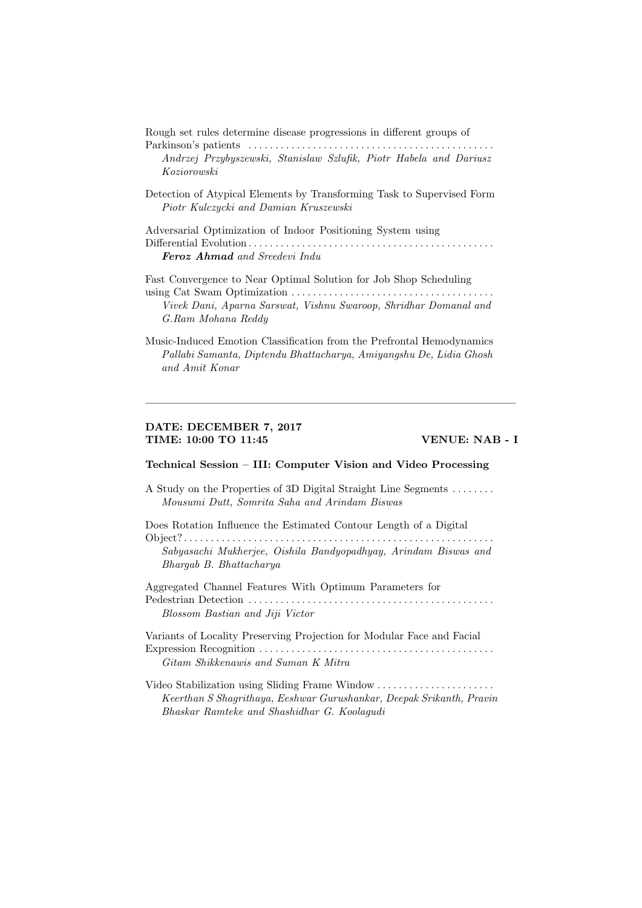Rough set rules determine disease progressions in different groups of Parkinson's patients . . . . . . . . . . . . . . . . . . . . . . . . . . . . . . . . . . . . . . . . . . . . . .
*Andrzej Przybyszewski, Stanislaw Szlufik, Piotr Habela and Dariusz Koziorowski*

Detection of Atypical Elements by Transforming Task to Supervised Form
*Piotr Kulczycki and Damian Kruszewski*

Adversarial Optimization of Indoor Positioning System using Differential Evolution . . . . . . . . . . . . . . . . . . . . . . . . . . . . . . . . . . . . . . . . . . . . . .
***Feroz Ahmad*** *and Sreedevi Indu*

Fast Convergence to Near Optimal Solution for Job Shop Scheduling using Cat Swam Optimization . . . . . . . . . . . . . . . . . . . . . . . . . . . . . . . . . . . . . .
*Vivek Dani, Aparna Sarswat, Vishnu Swaroop, Shridhar Domanal and G.Ram Mohana Reddy*

Music-Induced Emotion Classification from the Prefrontal Hemodynamics
*Pallabi Samanta, Diptendu Bhattacharya, Amiyangshu De, Lidia Ghosh and Amit Konar*

---

**DATE: DECEMBER 7, 2017**
**TIME: 10:00 TO 11:45 VENUE: NAB - I**

**Technical Session – III: Computer Vision and Video Processing**

A Study on the Properties of 3D Digital Straight Line Segments . . . . . . . .
*Mousumi Dutt, Somrita Saha and Arindam Biswas*

Does Rotation Influence the Estimated Contour Length of a Digital Object? . . . . . . . . . . . . . . . . . . . . . . . . . . . . . . . . . . . . . . . . . . . . . . . . . . . . . . . .
*Sabyasachi Mukherjee, Oishila Bandyopadhyay, Arindam Biswas and Bhargab B. Bhattacharya*

Aggregated Channel Features With Optimum Parameters for Pedestrian Detection . . . . . . . . . . . . . . . . . . . . . . . . . . . . . . . . . . . . . . . . . . . . . .
*Blossom Bastian and Jiji Victor*

Variants of Locality Preserving Projection for Modular Face and Facial Expression Recognition . . . . . . . . . . . . . . . . . . . . . . . . . . . . . . . . . . . . . . . . . . . .
*Gitam Shikkenawis and Suman K Mitra*

Video Stabilization using Sliding Frame Window . . . . . . . . . . . . . . . . . . . . . .
*Keerthan S Shagrithaya, Eeshwar Gurushankar, Deepak Srikanth, Pravin Bhaskar Ramteke and Shashidhar G. Koolagudi*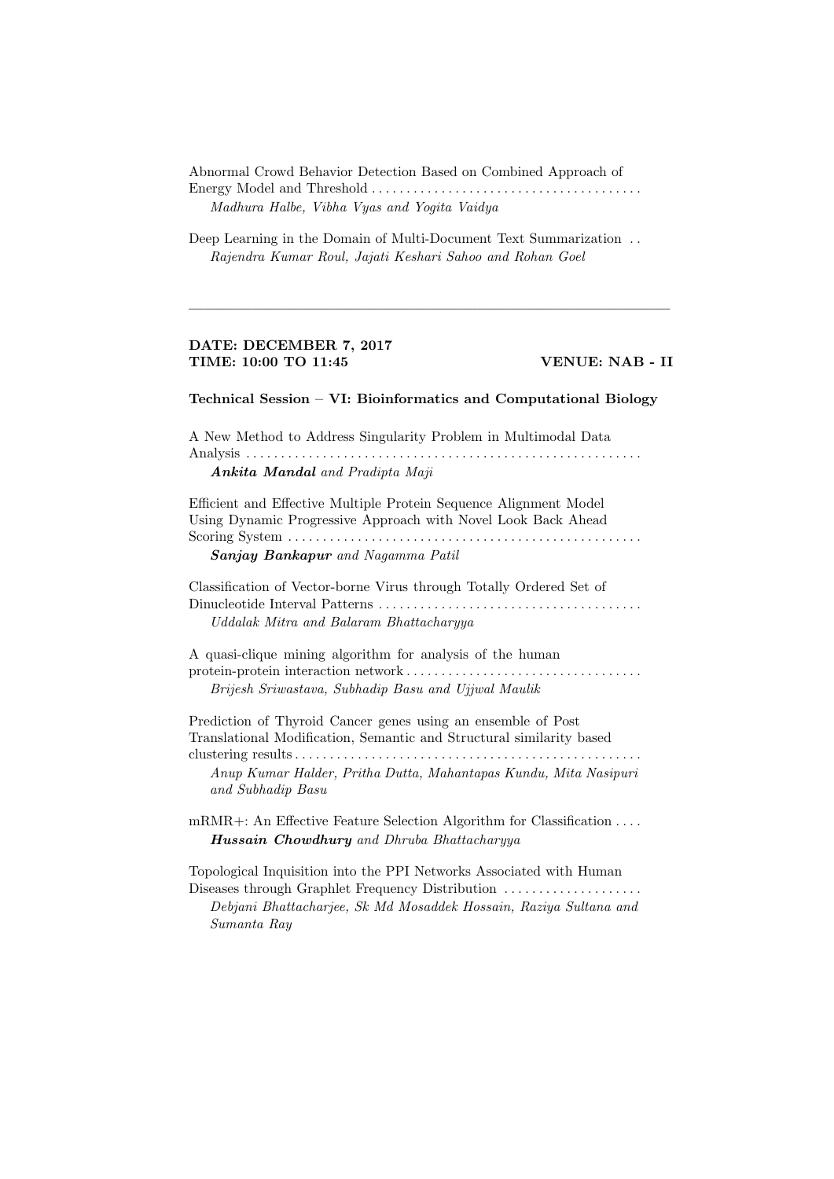Abnormal Crowd Behavior Detection Based on Combined Approach of Energy Model and Threshold . . . . . . . . . . . . . . . . . . . . . . . . . . . . . . . . . . . . . . .
*Madhura Halbe, Vibha Vyas and Yogita Vaidya*

Deep Learning in the Domain of Multi-Document Text Summarization . .
*Rajendra Kumar Roul, Jajati Keshari Sahoo and Rohan Goel*

---

**DATE: DECEMBER 7, 2017**
**TIME: 10:00 TO 11:45** **VENUE: NAB - II**

**Technical Session – VI: Bioinformatics and Computational Biology**

A New Method to Address Singularity Problem in Multimodal Data Analysis . . . . . . . . . . . . . . . . . . . . . . . . . . . . . . . . . . . . . . . . . . . . . . . . . . . . . . . .
***Ankita Mandal*** *and Pradipta Maji*

Efficient and Effective Multiple Protein Sequence Alignment Model Using Dynamic Progressive Approach with Novel Look Back Ahead Scoring System . . . . . . . . . . . . . . . . . . . . . . . . . . . . . . . . . . . . . . . . . . . . . . . . . . .
***Sanjay Bankapur*** *and Nagamma Patil*

Classification of Vector-borne Virus through Totally Ordered Set of Dinucleotide Interval Patterns . . . . . . . . . . . . . . . . . . . . . . . . . . . . . . . . . . . . . .
*Uddalak Mitra and Balaram Bhattacharyya*

A quasi-clique mining algorithm for analysis of the human protein-protein interaction network . . . . . . . . . . . . . . . . . . . . . . . . . . . . . . . . . .
*Brijesh Sriwastava, Subhadip Basu and Ujjwal Maulik*

Prediction of Thyroid Cancer genes using an ensemble of Post Translational Modification, Semantic and Structural similarity based clustering results . . . . . . . . . . . . . . . . . . . . . . . . . . . . . . . . . . . . . . . . . . . . . . . . . .
*Anup Kumar Halder, Pritha Dutta, Mahantapas Kundu, Mita Nasipuri and Subhadip Basu*

mRMR+: An Effective Feature Selection Algorithm for Classification . . . .
***Hussain Chowdhury*** *and Dhruba Bhattacharyya*

Topological Inquisition into the PPI Networks Associated with Human Diseases through Graphlet Frequency Distribution . . . . . . . . . . . . . . . . . . . .
*Debjani Bhattacharjee, Sk Md Mosaddek Hossain, Raziya Sultana and Sumanta Ray*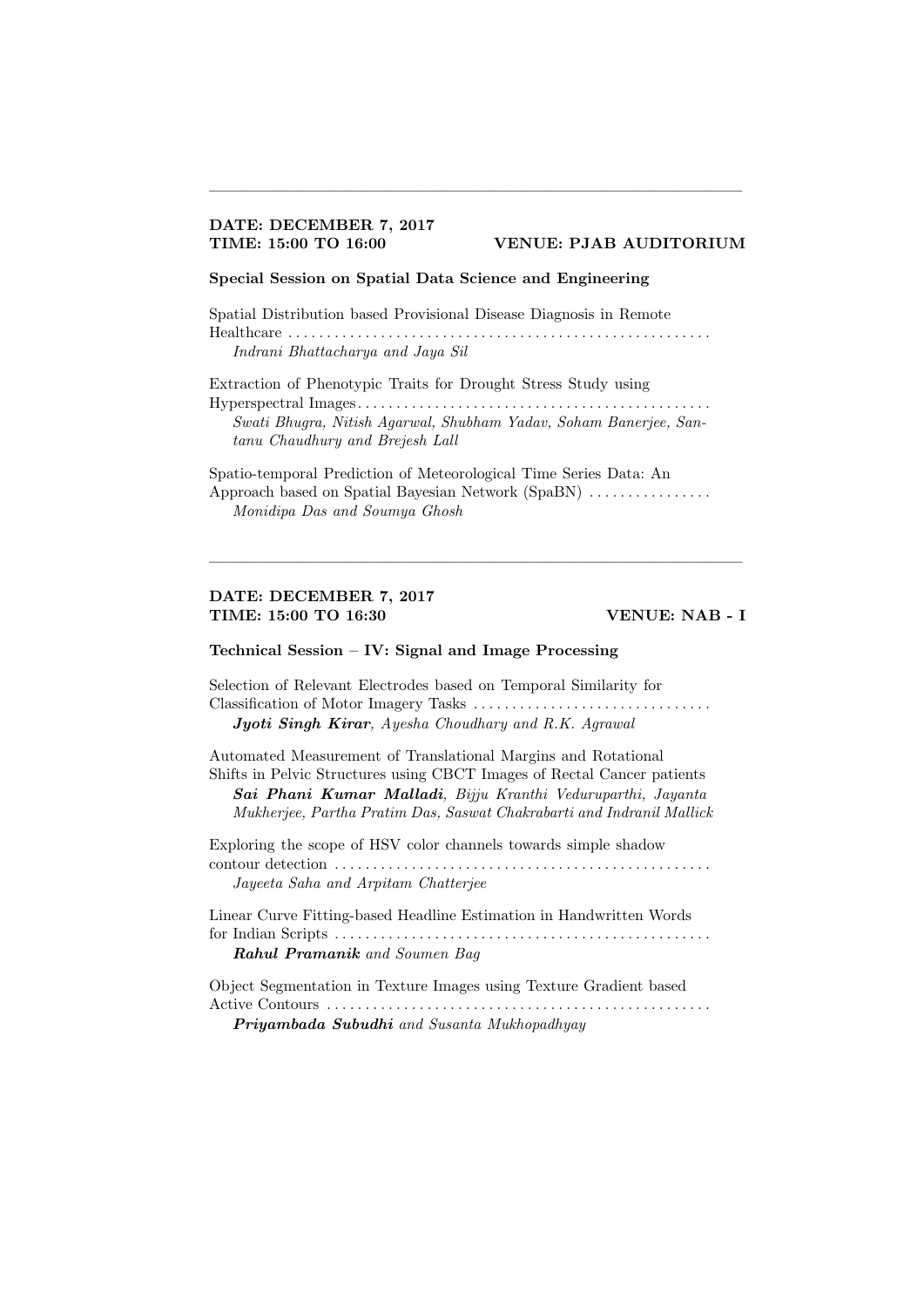---

**DATE: DECEMBER 7, 2017**
**TIME: 15:00 TO 16:00** **VENUE: PJAB AUDITORIUM**

**Special Session on Spatial Data Science and Engineering**

Spatial Distribution based Provisional Disease Diagnosis in Remote Healthcare . . . . . . . . . . . . . . . . . . . . . . . . . . . . . . . . . . . . . . . . . . . . . . . . . . . . . .
*Indrani Bhattacharya and Jaya Sil*

Extraction of Phenotypic Traits for Drought Stress Study using Hyperspectral Images . . . . . . . . . . . . . . . . . . . . . . . . . . . . . . . . . . . . . . . . . . . . . .
*Swati Bhugra, Nitish Agarwal, Shubham Yadav, Soham Banerjee, Santanu Chaudhury and Brejesh Lall*

Spatio-temporal Prediction of Meteorological Time Series Data: An Approach based on Spatial Bayesian Network (SpaBN) . . . . . . . . . . . . . . . .
*Monidipa Das and Soumya Ghosh*

---

**DATE: DECEMBER 7, 2017**
**TIME: 15:00 TO 16:30** **VENUE: NAB - I**

**Technical Session – IV: Signal and Image Processing**

Selection of Relevant Electrodes based on Temporal Similarity for Classification of Motor Imagery Tasks . . . . . . . . . . . . . . . . . . . . . . . . . . . . . . .
***Jyoti Singh Kirar****, Ayesha Choudhary and R.K. Agrawal*

Automated Measurement of Translational Margins and Rotational Shifts in Pelvic Structures using CBCT Images of Rectal Cancer patients
***Sai Phani Kumar Malladi****, Bijju Kranthi Veduruparthi, Jayanta Mukherjee, Partha Pratim Das, Saswat Chakrabarti and Indranil Mallick*

Exploring the scope of HSV color channels towards simple shadow contour detection . . . . . . . . . . . . . . . . . . . . . . . . . . . . . . . . . . . . . . . . . . . . . . . . .
*Jayeeta Saha and Arpitam Chatterjee*

Linear Curve Fitting-based Headline Estimation in Handwritten Words for Indian Scripts . . . . . . . . . . . . . . . . . . . . . . . . . . . . . . . . . . . . . . . . . . . . . . . .
***Rahul Pramanik*** *and Soumen Bag*

Object Segmentation in Texture Images using Texture Gradient based Active Contours . . . . . . . . . . . . . . . . . . . . . . . . . . . . . . . . . . . . . . . . . . . . . . . . .
***Priyambada Subudhi*** *and Susanta Mukhopadhyay*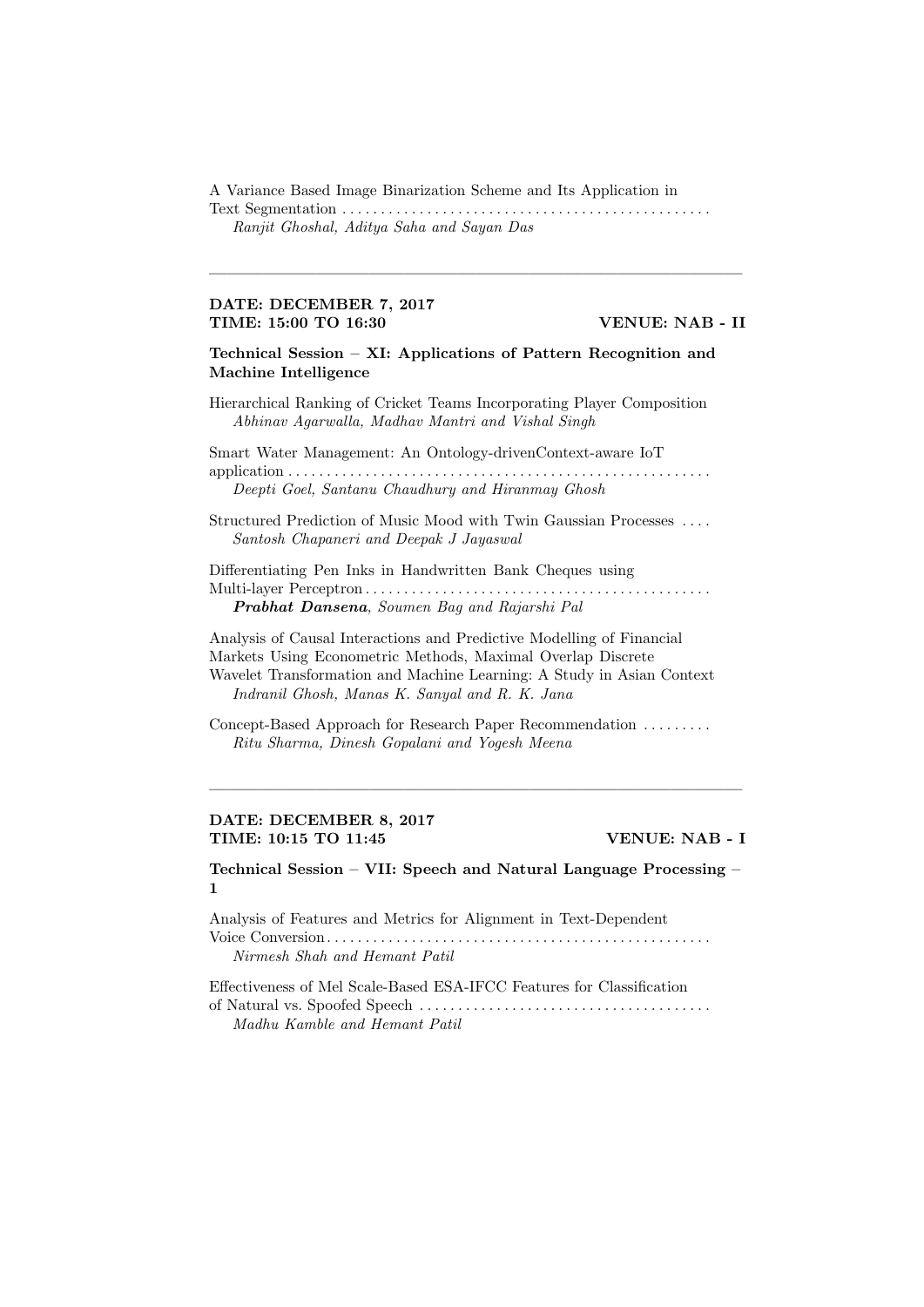A Variance Based Image Binarization Scheme and Its Application in Text Segmentation . . . . . . . . . . . . . . . . . . . . . . . . . . . . . . . . . . . . . . . . . . . . . . . .
*Ranjit Ghoshal, Aditya Saha and Sayan Das*

---

**DATE: DECEMBER 7, 2017**
**TIME: 15:00 TO 16:30** **VENUE: NAB - II**

### Technical Session – XI: Applications of Pattern Recognition and Machine Intelligence

Hierarchical Ranking of Cricket Teams Incorporating Player Composition
*Abhinav Agarwalla, Madhav Mantri and Vishal Singh*

Smart Water Management: An Ontology-drivenContext-aware IoT application . . . . . . . . . . . . . . . . . . . . . . . . . . . . . . . . . . . . . . . . . . . . . . . . . . . . .
*Deepti Goel, Santanu Chaudhury and Hiranmay Ghosh*

Structured Prediction of Music Mood with Twin Gaussian Processes . . . .
*Santosh Chapaneri and Deepak J Jayaswal*

Differentiating Pen Inks in Handwritten Bank Cheques using Multi-layer Perceptron . . . . . . . . . . . . . . . . . . . . . . . . . . . . . . . . . . . . . . . . . . . . .
***Prabhat Dansena**, Soumen Bag and Rajarshi Pal*

Analysis of Causal Interactions and Predictive Modelling of Financial Markets Using Econometric Methods, Maximal Overlap Discrete Wavelet Transformation and Machine Learning: A Study in Asian Context
*Indranil Ghosh, Manas K. Sanyal and R. K. Jana*

Concept-Based Approach for Research Paper Recommendation . . . . . . . . .
*Ritu Sharma, Dinesh Gopalani and Yogesh Meena*

---

**DATE: DECEMBER 8, 2017**
**TIME: 10:15 TO 11:45** **VENUE: NAB - I**

### Technical Session – VII: Speech and Natural Language Processing – 1

Analysis of Features and Metrics for Alignment in Text-Dependent Voice Conversion . . . . . . . . . . . . . . . . . . . . . . . . . . . . . . . . . . . . . . . . . . . . . . . . . .
*Nirmesh Shah and Hemant Patil*

Effectiveness of Mel Scale-Based ESA-IFCC Features for Classification of Natural vs. Spoofed Speech . . . . . . . . . . . . . . . . . . . . . . . . . . . . . . . . . . . . . .
*Madhu Kamble and Hemant Patil*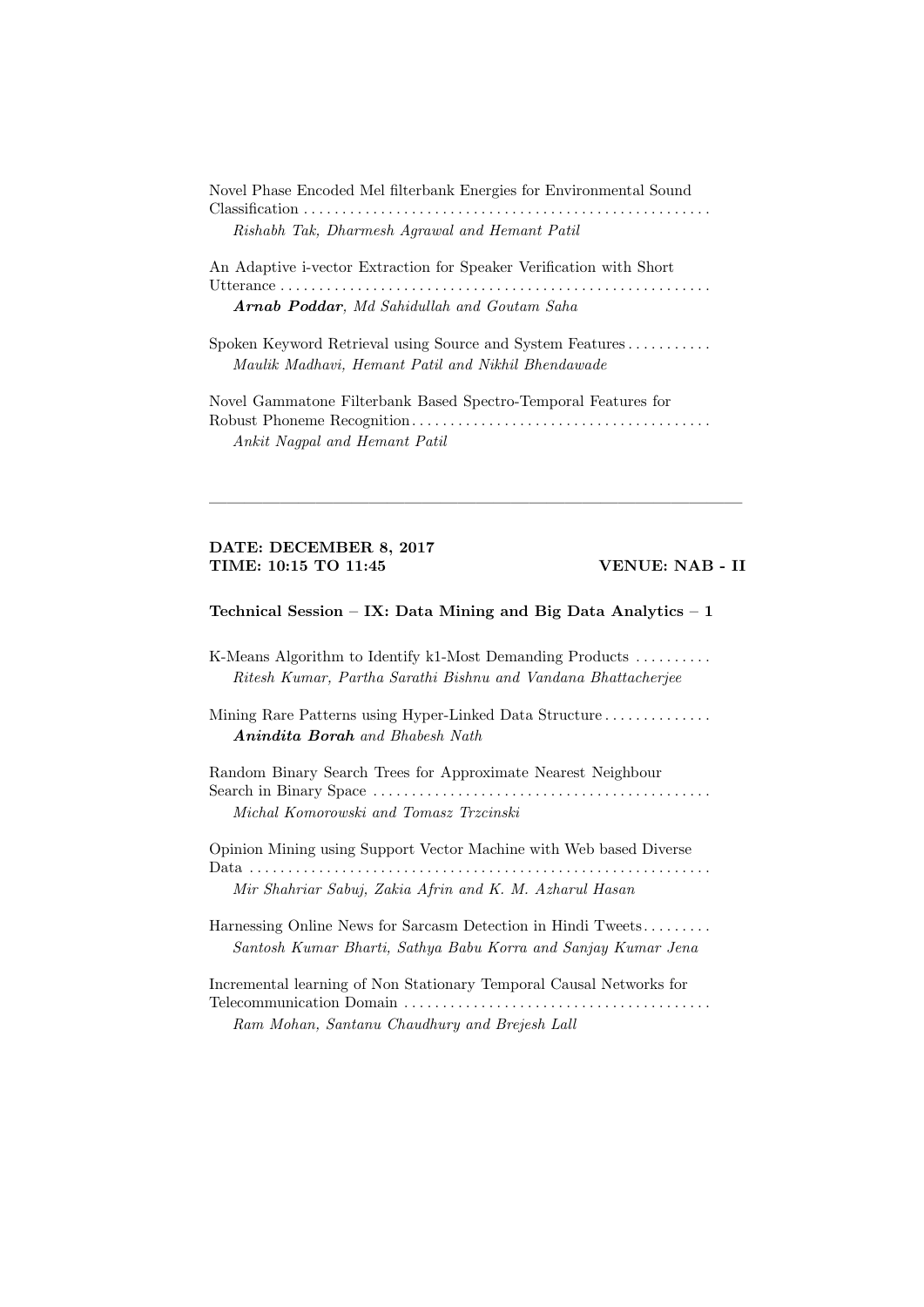Novel Phase Encoded Mel filterbank Energies for Environmental Sound Classification

*Rishabh Tak, Dharmesh Agrawal and Hemant Patil*

An Adaptive i-vector Extraction for Speaker Verification with Short Utterance

***Arnab Poddar***, *Md Sahidullah and Goutam Saha*

Spoken Keyword Retrieval using Source and System Features

*Maulik Madhavi, Hemant Patil and Nikhil Bhendawade*

Novel Gammatone Filterbank Based Spectro-Temporal Features for Robust Phoneme Recognition

*Ankit Nagpal and Hemant Patil*

---

**DATE: DECEMBER 8, 2017**
**TIME: 10:15 TO 11:45** **VENUE: NAB - II**

**Technical Session – IX: Data Mining and Big Data Analytics – 1**

K-Means Algorithm to Identify k1-Most Demanding Products

*Ritesh Kumar, Partha Sarathi Bishnu and Vandana Bhattacherjee*

Mining Rare Patterns using Hyper-Linked Data Structure

***Anindita Borah*** *and Bhabesh Nath*

Random Binary Search Trees for Approximate Nearest Neighbour Search in Binary Space

*Michal Komorowski and Tomasz Trzcinski*

Opinion Mining using Support Vector Machine with Web based Diverse Data

*Mir Shahriar Sabuj, Zakia Afrin and K. M. Azharul Hasan*

Harnessing Online News for Sarcasm Detection in Hindi Tweets

*Santosh Kumar Bharti, Sathya Babu Korra and Sanjay Kumar Jena*

Incremental learning of Non Stationary Temporal Causal Networks for Telecommunication Domain

*Ram Mohan, Santanu Chaudhury and Brejesh Lall*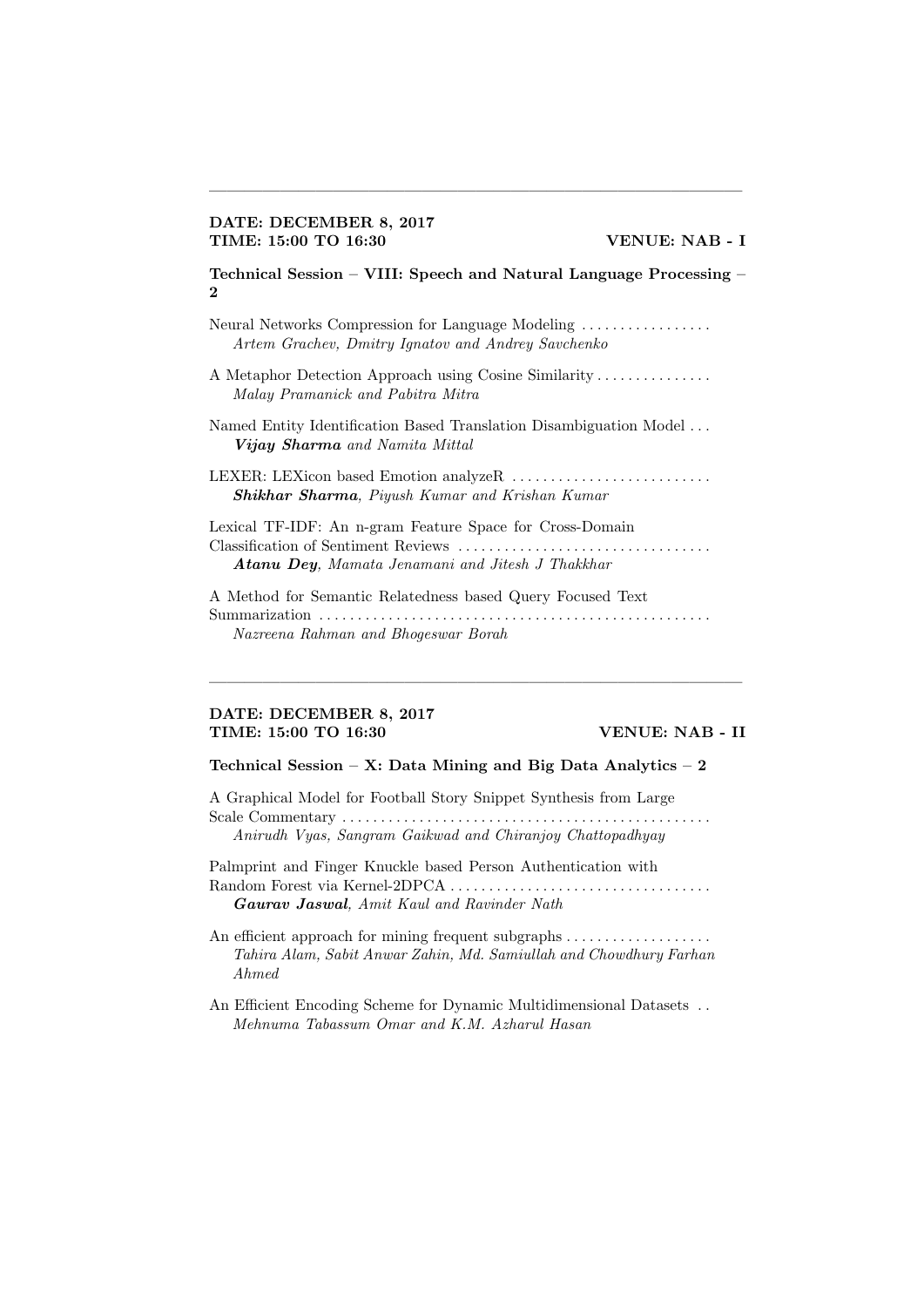---

**DATE: DECEMBER 8, 2017**
**TIME: 15:00 TO 16:30** **VENUE: NAB - I**

**Technical Session – VIII: Speech and Natural Language Processing – 2**

Neural Networks Compression for Language Modeling . . . . . . . . . . . . . . . . .
*Artem Grachev, Dmitry Ignatov and Andrey Savchenko*

A Metaphor Detection Approach using Cosine Similarity . . . . . . . . . . . . . . .
*Malay Pramanick and Pabitra Mitra*

Named Entity Identification Based Translation Disambiguation Model . . .
***Vijay Sharma*** *and Namita Mittal*

LEXER: LEXicon based Emotion analyzeR . . . . . . . . . . . . . . . . . . . . . . . . . .
***Shikhar Sharma****, Piyush Kumar and Krishan Kumar*

Lexical TF-IDF: An n-gram Feature Space for Cross-Domain Classification of Sentiment Reviews . . . . . . . . . . . . . . . . . . . . . . . . . . . . . . . . .
***Atanu Dey****, Mamata Jenamani and Jitesh J Thakkhar*

A Method for Semantic Relatedness based Query Focused Text Summarization . . . . . . . . . . . . . . . . . . . . . . . . . . . . . . . . . . . . . . . . . . . . . . . . . .
*Nazreena Rahman and Bhogeswar Borah*

---

**DATE: DECEMBER 8, 2017**
**TIME: 15:00 TO 16:30** **VENUE: NAB - II**

**Technical Session – X: Data Mining and Big Data Analytics – 2**

A Graphical Model for Football Story Snippet Synthesis from Large Scale Commentary . . . . . . . . . . . . . . . . . . . . . . . . . . . . . . . . . . . . . . . . . . . . . . .
*Anirudh Vyas, Sangram Gaikwad and Chiranjoy Chattopadhyay*

Palmprint and Finger Knuckle based Person Authentication with Random Forest via Kernel-2DPCA . . . . . . . . . . . . . . . . . . . . . . . . . . . . . . . . .
***Gaurav Jaswal****, Amit Kaul and Ravinder Nath*

An efficient approach for mining frequent subgraphs . . . . . . . . . . . . . . . . . . .
*Tahira Alam, Sabit Anwar Zahin, Md. Samiullah and Chowdhury Farhan Ahmed*

An Efficient Encoding Scheme for Dynamic Multidimensional Datasets . .
*Mehnuma Tabassum Omar and K.M. Azharul Hasan*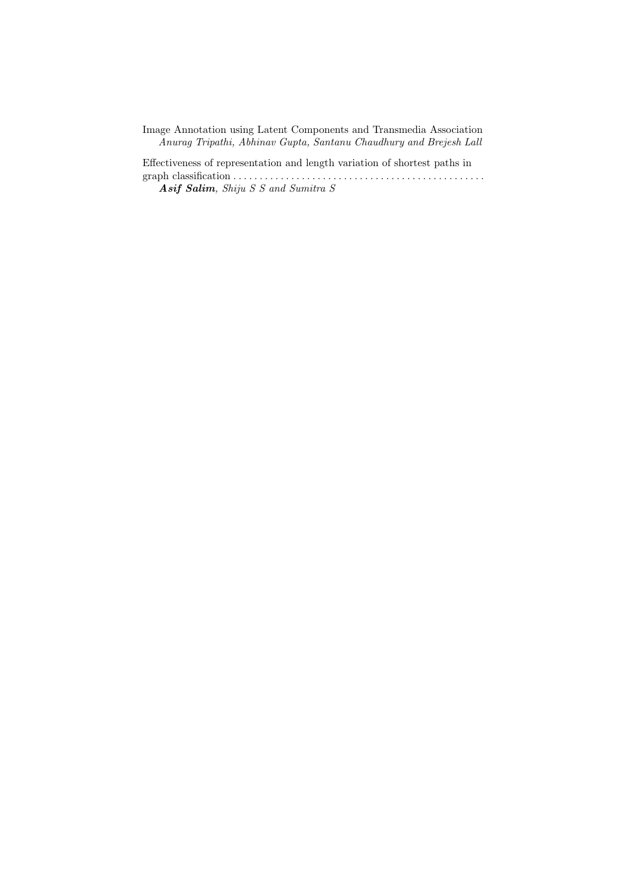Image Annotation using Latent Components and Transmedia Association
*Anurag Tripathi, Abhinav Gupta, Santanu Chaudhury and Brejesh Lall*

Effectiveness of representation and length variation of shortest paths in graph classification . . . . . . . . . . . . . . . . . . . . . . . . . . . . . . . . . . . . . . . . . . . . . . . .
***Asif Salim***, *Shiju S S and Sumitra S*